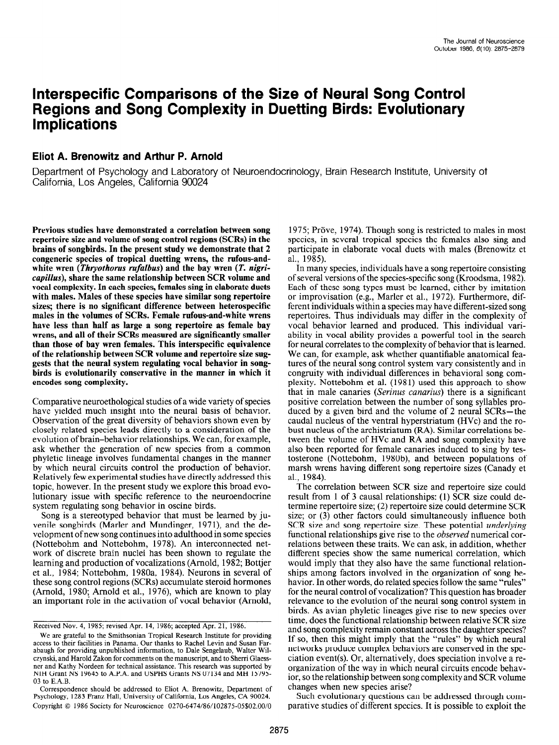# Interspecific Comparisons of the Size of Neural Song Control Regions and Song Complexity in Duetting Birds: Evolutionary Implications

**Eliot A. Brenowitz and Arthur P. Arnold**

Department of Psychology and Laboratory of Neuroendocrinology, Brain Research Institute, University of California, Los Angeles, California 90024

**Previous studies have demonstrated a correlation between song repertoire size and volume of song control regions (SCRs) in the brains of songbirds. In the present study we demonstrate that 2 congeneric species of tropical duetting wrens, the rufous-and-white wren (*Thryothorus rufalbus*) and the bay wren (*T. nigricapillus*), share the same relationship between SCR volume and vocal complexity. In each species, females sing in elaborate duets with males. Males of these species have similar song repertoire sizes; there is no significant difference between heterospecific males in the volumes of SCRs. Female rufous-and-white wrens have less than half as large a song repertoire as female bay wrens, and all of their SCRs measured are significantly smaller than those of bay wren females. This interspecific equivalence of the relationship between SCR volume and repertoire size suggests that the neural system regulating vocal behavior in songbirds is evolutionarily conservative in the manner in which it encodes song complexity.**

Comparative neuroethological studies of a wide variety of species have yielded much insight into the neural basis of behavior. Observation of the great diversity of behaviors shown even by closely related species leads directly to a consideration of the evolution of brain–behavior relationships. We can, for example, ask whether the generation of new species from a common phyletic lineage involves fundamental changes in the manner by which neural circuits control the production of behavior. Relatively few experimental studies have directly addressed this topic, however. In the present study we explore this broad evolutionary issue with specific reference to the neuroendocrine system regulating song behavior in oscine birds.

Song is a stereotyped behavior that must be learned by juvenile songbirds (Marler and Mundinger, 1971), and the development of new song continues into adulthood in some species (Nottebohm and Nottebohm, 1978). An interconnected network of discrete brain nuclei has been shown to regulate the learning and production of vocalizations (Arnold, 1982; Bottjer et al., 1984; Nottebohm, 1980a, 1984). Neurons in several of these song control regions (SCRs) accumulate steroid hormones (Arnold, 1980; Arnold et al., 1976), which are known to play an important role in the activation of vocal behavior (Arnold, 1975; Pröve, 1974). Though song is restricted to males in most species, in several tropical species the females also sing and participate in elaborate vocal duets with males (Brenowitz et al., 1985).

In many species, individuals have a song repertoire consisting of several versions of the species-specific song (Kroodsma, 1982). Each of these song types must be learned, either by imitation or improvisation (e.g., Marler et al., 1972). Furthermore, different individuals within a species may have different-sized song repertoires. Thus individuals may differ in the complexity of vocal behavior learned and produced. This individual variability in vocal ability provides a powerful tool in the search for neural correlates to the complexity of behavior that is learned. We can, for example, ask whether quantifiable anatomical features of the neural song control system vary consistently and in congruity with individual differences in behavioral song complexity. Nottebohm et al. (1981) used this approach to show that in male canaries (*Serinus canarius*) there is a significant positive correlation between the number of song syllables produced by a given bird and the volume of 2 neural SCRs—the caudal nucleus of the ventral hyperstriatum (HVc) and the robust nucleus of the archistriatum (RA). Similar correlations between the volume of HVc and RA and song complexity have also been reported for female canaries induced to sing by testosterone (Nottebohm, 1980b), and between populations of marsh wrens having different song repertoire sizes (Canady et al., 1984).

The correlation between SCR size and repertoire size could result from 1 of 3 causal relationships: (1) SCR size could determine repertoire size; (2) repertoire size could determine SCR size; or (3) other factors could simultaneously influence both SCR size and song repertoire size. These potential *underlying* functional relationships give rise to the *observed* numerical correlations between these traits. We can ask, in addition, whether different species show the same numerical correlation, which would imply that they also have the same functional relationships among factors involved in the organization of song behavior. In other words, do related species follow the same "rules" for the neural control of vocalization? This question has broader relevance to the evolution of the neural song control system in birds. As avian phyletic lineages give rise to new species over time, does the functional relationship between relative SCR size and song complexity remain constant across the daughter species? If so, then this might imply that the "rules" by which neural networks produce complex behaviors are conserved in the speciation event(s). Or, alternatively, does speciation involve a reorganization of the way in which neural circuits encode behavior, so the relationship between song complexity and SCR volume changes when new species arise?

Such evolutionary questions can be addressed through comparative studies of different species. It is possible to exploit the

---

Received Nov. 4, 1985; revised Apr. 14, 1986; accepted Apr. 21, 1986.

We are grateful to the Smithsonian Tropical Research Institute for providing access to their facilities in Panama. Our thanks to Rachel Levin and Susan Farabaugh for providing unpublished information, to Dale Sengelaub, Walter Wilczynski, and Harold Zakon for comments on the manuscript, and to Sherri Glaessner and Kathy Nordeen for technical assistance. This research was supported by NIH Grant NS 19645 to A.P.A. and USPHS Grants NS 07134 and MH 15795-03 to E.A.B.

Correspondence should be addressed to Eliot A. Brenowitz, Department of Psychology, 1283 Franz Hall, University of California, Los Angeles, CA 90024.

Copyright © 1986 Society for Neuroscience 0270-6474/86/102875-05$02.00/0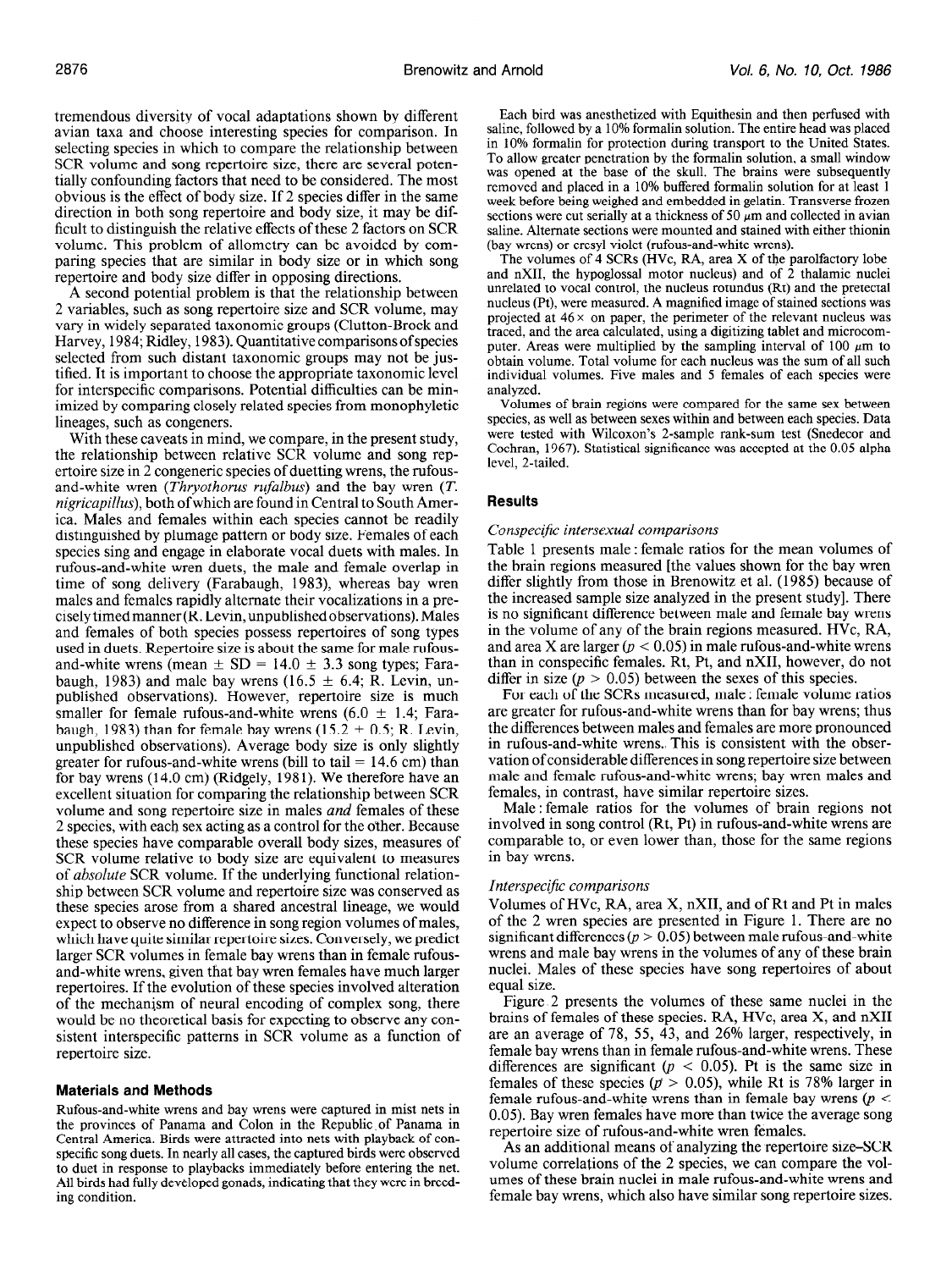tremendous diversity of vocal adaptations shown by different avian taxa and choose interesting species for comparison. In selecting species in which to compare the relationship between SCR volume and song repertoire size, there are several potentially confounding factors that need to be considered. The most obvious is the effect of body size. If 2 species differ in the same direction in both song repertoire and body size, it may be difficult to distinguish the relative effects of these 2 factors on SCR volume. This problem of allometry can be avoided by comparing species that are similar in body size or in which song repertoire and body size differ in opposing directions.

A second potential problem is that the relationship between 2 variables, such as song repertoire size and SCR volume, may vary in widely separated taxonomic groups (Clutton-Brock and Harvey, 1984; Ridley, 1983). Quantitative comparisons of species selected from such distant taxonomic groups may not be justified. It is important to choose the appropriate taxonomic level for interspecific comparisons. Potential difficulties can be minimized by comparing closely related species from monophyletic lineages, such as congeners.

With these caveats in mind, we compare, in the present study, the relationship between relative SCR volume and song repertoire size in 2 congeneric species of duetting wrens, the rufous-and-white wren (*Thryothorus rufalbus*) and the bay wren (*T. nigricapillus*), both of which are found in Central to South America. Males and females within each species cannot be readily distinguished by plumage pattern or body size. Females of each species sing and engage in elaborate vocal duets with males. In rufous-and-white wren duets, the male and female overlap in time of song delivery (Farabaugh, 1983), whereas bay wren males and females rapidly alternate their vocalizations in a precisely timed manner (R. Levin, unpublished observations). Males and females of both species possess repertoires of song types used in duets. Repertoire size is about the same for male rufous-and-white wrens (mean ± SD = 14.0 ± 3.3 song types; Farabaugh, 1983) and male bay wrens (16.5 ± 6.4; R. Levin, unpublished observations). However, repertoire size is much smaller for female rufous-and-white wrens (6.0 ± 1.4; Farabaugh, 1983) than for female bay wrens (15.2 ± 0.5; R. Levin, unpublished observations). Average body size is only slightly greater for rufous-and-white wrens (bill to tail = 14.6 cm) than for bay wrens (14.0 cm) (Ridgely, 1981). We therefore have an excellent situation for comparing the relationship between SCR volume and song repertoire size in males *and* females of these 2 species, with each sex acting as a control for the other. Because these species have comparable overall body sizes, measures of SCR volume relative to body size are equivalent to measures of *absolute* SCR volume. If the underlying functional relationship between SCR volume and repertoire size was conserved as these species arose from a shared ancestral lineage, we would expect to observe no difference in song region volumes of males, which have quite similar repertoire sizes. Conversely, we predict larger SCR volumes in female bay wrens than in female rufous-and-white wrens, given that bay wren females have much larger repertoires. If the evolution of these species involved alteration of the mechanism of neural encoding of complex song, there would be no theoretical basis for expecting to observe any consistent interspecific patterns in SCR volume as a function of repertoire size.

## Materials and Methods

Rufous-and-white wrens and bay wrens were captured in mist nets in the provinces of Panama and Colon in the Republic of Panama in Central America. Birds were attracted into nets with playback of conspecific song duets. In nearly all cases, the captured birds were observed to duet in response to playbacks immediately before entering the net. All birds had fully developed gonads, indicating that they were in breeding condition.

Each bird was anesthetized with Equithesin and then perfused with saline, followed by a 10% formalin solution. The entire head was placed in 10% formalin for protection during transport to the United States. To allow greater penetration by the formalin solution, a small window was opened at the base of the skull. The brains were subsequently removed and placed in a 10% buffered formalin solution for at least 1 week before being weighed and embedded in gelatin. Transverse frozen sections were cut serially at a thickness of 50 μm and collected in avian saline. Alternate sections were mounted and stained with either thionin (bay wrens) or cresyl violet (rufous-and-white wrens).

The volumes of 4 SCRs (HVc, RA, area X of the parolfactory lobe and nXII, the hypoglossal motor nucleus) and of 2 thalamic nuclei unrelated to vocal control, the nucleus rotundus (Rt) and the pretectal nucleus (Pt), were measured. A magnified image of stained sections was projected at 46× on paper, the perimeter of the relevant nucleus was traced, and the area calculated, using a digitizing tablet and microcomputer. Areas were multiplied by the sampling interval of 100 μm to obtain volume. Total volume for each nucleus was the sum of all such individual volumes. Five males and 5 females of each species were analyzed.

Volumes of brain regions were compared for the same sex between species, as well as between sexes within and between each species. Data were tested with Wilcoxon's 2-sample rank-sum test (Snedecor and Cochran, 1967). Statistical significance was accepted at the 0.05 alpha level, 2-tailed.

## Results

### *Conspecific intersexual comparisons*

Table 1 presents male : female ratios for the mean volumes of the brain regions measured [the values shown for the bay wren differ slightly from those in Brenowitz et al. (1985) because of the increased sample size analyzed in the present study]. There is no significant difference between male and female bay wrens in the volume of any of the brain regions measured. HVc, RA, and area X are larger ($p < 0.05$) in male rufous-and-white wrens than in conspecific females. Rt, Pt, and nXII, however, do not differ in size ($p > 0.05$) between the sexes of this species.

For each of the SCRs measured, male : female volume ratios are greater for rufous-and-white wrens than for bay wrens; thus the differences between males and females are more pronounced in rufous-and-white wrens. This is consistent with the observation of considerable differences in song repertoire size between male and female rufous-and-white wrens; bay wren males and females, in contrast, have similar repertoire sizes.

Male : female ratios for the volumes of brain regions not involved in song control (Rt, Pt) in rufous-and-white wrens are comparable to, or even lower than, those for the same regions in bay wrens.

### *Interspecific comparisons*

Volumes of HVc, RA, area X, nXII, and of Rt and Pt in males of the 2 wren species are presented in Figure 1. There are no significant differences ($p > 0.05$) between male rufous-and-white wrens and male bay wrens in the volumes of any of these brain nuclei. Males of these species have song repertoires of about equal size.

Figure 2 presents the volumes of these same nuclei in the brains of females of these species. RA, HVc, area X, and nXII are an average of 78, 55, 43, and 26% larger, respectively, in female bay wrens than in female rufous-and-white wrens. These differences are significant ($p < 0.05$). Pt is the same size in females of these species ($p > 0.05$), while Rt is 78% larger in female rufous-and-white wrens than in female bay wrens ($p < 0.05$). Bay wren females have more than twice the average song repertoire size of rufous-and-white wren females.

As an additional means of analyzing the repertoire size–SCR volume correlations of the 2 species, we can compare the volumes of these brain nuclei in male rufous-and-white wrens and female bay wrens, which also have similar song repertoire sizes.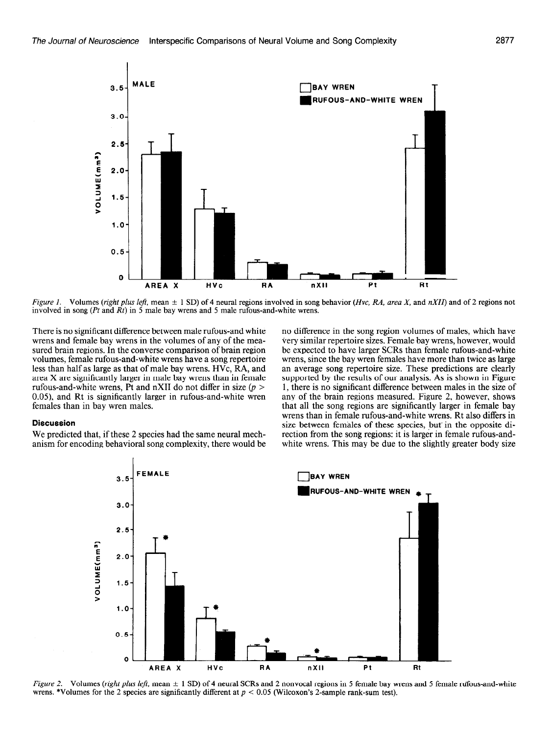*Figure 1.* Volumes (*right plus left*, mean ± 1 SD) of 4 neural regions involved in song behavior (*Hvc, RA, area X,* and *nXII*) and of 2 regions not involved in song (*Pt* and *Rt*) in 5 male bay wrens and 5 male rufous-and-white wrens.

There is no significant difference between male rufous-and white wrens and female bay wrens in the volumes of any of the measured brain regions. In the converse comparison of brain region volumes, female rufous-and-white wrens have a song repertoire less than half as large as that of male bay wrens. HVc, RA, and area X are significantly larger in male bay wrens than in female rufous-and-white wrens, Pt and nXII do not differ in size ($p > 0.05$), and Rt is significantly larger in rufous-and-white wren females than in bay wren males.

### Discussion

We predicted that, if these 2 species had the same neural mechanism for encoding behavioral song complexity, there would be no difference in the song region volumes of males, which have very similar repertoire sizes. Female bay wrens, however, would be expected to have larger SCRs than female rufous-and-white wrens, since the bay wren females have more than twice as large an average song repertoire size. These predictions are clearly supported by the results of our analysis. As is shown in Figure 1, there is no significant difference between males in the size of any of the brain regions measured. Figure 2, however, shows that all the song regions are significantly larger in female bay wrens than in female rufous-and-white wrens. Rt also differs in size between females of these species, but in the opposite direction from the song regions: it is larger in female rufous-and-white wrens. This may be due to the slightly greater body size

*Figure 2.* Volumes (*right plus left*, mean ± 1 SD) of 4 neural SCRs and 2 nonvocal regions in 5 female bay wrens and 5 female rufous-and-white wrens. *Volumes for the 2 species are significantly different at $p < 0.05$ (Wilcoxon's 2-sample rank-sum test).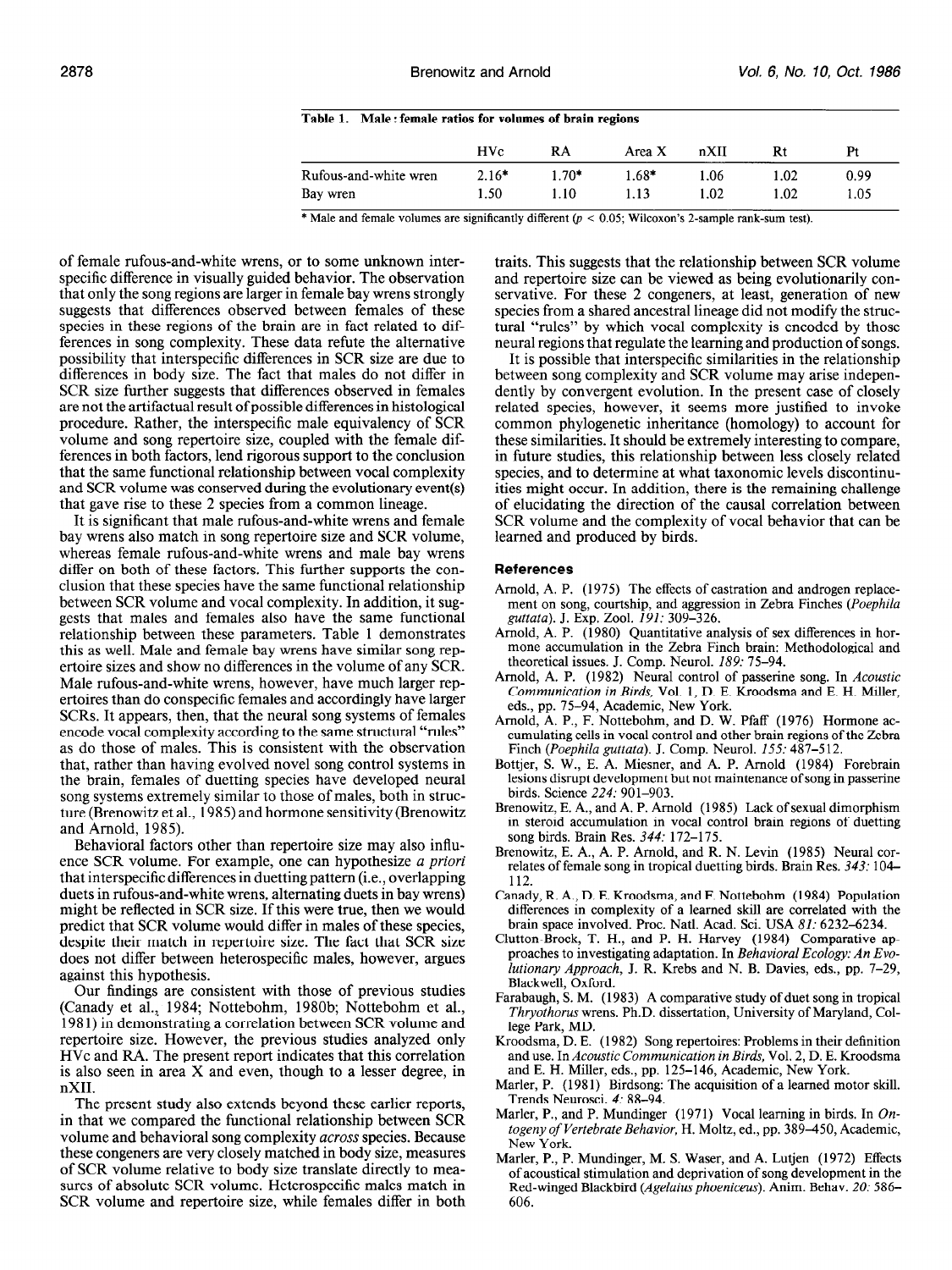Table 1. Male : female ratios for volumes of brain regions

| | HVc | RA | Area X | nXII | Rt | Pt |
|---|---|---|---|---|---|---|
| Rufous-and-white wren | 2.16* | 1.70* | 1.68* | 1.06 | 1.02 | 0.99 |
| Bay wren | 1.50 | 1.10 | 1.13 | 1.02 | 1.02 | 1.05 |

\* Male and female volumes are significantly different ($p < 0.05$; Wilcoxon's 2-sample rank-sum test).

of female rufous-and-white wrens, or to some unknown interspecific difference in visually guided behavior. The observation that only the song regions are larger in female bay wrens strongly suggests that differences observed between females of these species in these regions of the brain are in fact related to differences in song complexity. These data refute the alternative possibility that interspecific differences in SCR size are due to differences in body size. The fact that males do not differ in SCR size further suggests that differences observed in females are not the artifactual result of possible differences in histological procedure. Rather, the interspecific male equivalency of SCR volume and song repertoire size, coupled with the female differences in both factors, lend rigorous support to the conclusion that the same functional relationship between vocal complexity and SCR volume was conserved during the evolutionary event(s) that gave rise to these 2 species from a common lineage.

It is significant that male rufous-and-white wrens and female bay wrens also match in song repertoire size and SCR volume, whereas female rufous-and-white wrens and male bay wrens differ on both of these factors. This further supports the conclusion that these species have the same functional relationship between SCR volume and vocal complexity. In addition, it suggests that males and females also have the same functional relationship between these parameters. Table 1 demonstrates this as well. Male and female bay wrens have similar song repertoire sizes and show no differences in the volume of any SCR. Male rufous-and-white wrens, however, have much larger repertoires than do conspecific females and accordingly have larger SCRs. It appears, then, that the neural song systems of females encode vocal complexity according to the same structural "rules" as do those of males. This is consistent with the observation that, rather than having evolved novel song control systems in the brain, females of duetting species have developed neural song systems extremely similar to those of males, both in structure (Brenowitz et al., 1985) and hormone sensitivity (Brenowitz and Arnold, 1985).

Behavioral factors other than repertoire size may also influence SCR volume. For example, one can hypothesize *a priori* that interspecific differences in duetting pattern (i.e., overlapping duets in rufous-and-white wrens, alternating duets in bay wrens) might be reflected in SCR size. If this were true, then we would predict that SCR volume would differ in males of these species, despite their match in repertoire size. The fact that SCR size does not differ between heterospecific males, however, argues against this hypothesis.

Our findings are consistent with those of previous studies (Canady et al., 1984; Nottebohm, 1980b; Nottebohm et al., 1981) in demonstrating a correlation between SCR volume and repertoire size. However, the previous studies analyzed only HVc and RA. The present report indicates that this correlation is also seen in area X and even, though to a lesser degree, in nXII.

The present study also extends beyond these earlier reports, in that we compared the functional relationship between SCR volume and behavioral song complexity *across* species. Because these congeners are very closely matched in body size, measures of SCR volume relative to body size translate directly to measures of absolute SCR volume. Heterospecific males match in SCR volume and repertoire size, while females differ in both traits. This suggests that the relationship between SCR volume and repertoire size can be viewed as being evolutionarily conservative. For these 2 congeners, at least, generation of new species from a shared ancestral lineage did not modify the structural "rules" by which vocal complexity is encoded by those neural regions that regulate the learning and production of songs.

It is possible that interspecific similarities in the relationship between song complexity and SCR volume may arise independently by convergent evolution. In the present case of closely related species, however, it seems more justified to invoke common phylogenetic inheritance (homology) to account for these similarities. It should be extremely interesting to compare, in future studies, this relationship between less closely related species, and to determine at what taxonomic levels discontinuities might occur. In addition, there is the remaining challenge of elucidating the direction of the causal correlation between SCR volume and the complexity of vocal behavior that can be learned and produced by birds.

## References

Arnold, A. P. (1975) The effects of castration and androgen replacement on song, courtship, and aggression in Zebra Finches (*Poephila guttata*). J. Exp. Zool. *191:* 309–326.

Arnold, A. P. (1980) Quantitative analysis of sex differences in hormone accumulation in the Zebra Finch brain: Methodological and theoretical issues. J. Comp. Neurol. *189:* 75–94.

Arnold, A. P. (1982) Neural control of passerine song. In *Acoustic Communication in Birds,* Vol. 1, D. E. Kroodsma and E. H. Miller, eds., pp. 75–94, Academic, New York.

Arnold, A. P., F. Nottebohm, and D. W. Pfaff (1976) Hormone accumulating cells in vocal control and other brain regions of the Zebra Finch (*Poephila guttata*). J. Comp. Neurol. *155:* 487–512.

Bottjer, S. W., E. A. Miesner, and A. P. Arnold (1984) Forebrain lesions disrupt development but not maintenance of song in passerine birds. Science *224:* 901–903.

Brenowitz, E. A., and A. P. Arnold (1985) Lack of sexual dimorphism in steroid accumulation in vocal control brain regions of duetting song birds. Brain Res. *344:* 172–175.

Brenowitz, E. A., A. P. Arnold, and R. N. Levin (1985) Neural correlates of female song in tropical duetting birds. Brain Res. *343:* 104–112.

Canady, R. A., D. E. Kroodsma, and F. Nottebohm (1984) Population differences in complexity of a learned skill are correlated with the brain space involved. Proc. Natl. Acad. Sci. USA *81:* 6232–6234.

Clutton-Brock, T. H., and P. H. Harvey (1984) Comparative approaches to investigating adaptation. In *Behavioral Ecology: An Evolutionary Approach,* J. R. Krebs and N. B. Davies, eds., pp. 7–29, Blackwell, Oxford.

Farabaugh, S. M. (1983) A comparative study of duet song in tropical *Thryothorus* wrens. Ph.D. dissertation, University of Maryland, College Park, MD.

Kroodsma, D. E. (1982) Song repertoires: Problems in their definition and use. In *Acoustic Communication in Birds,* Vol. 2, D. E. Kroodsma and E. H. Miller, eds., pp. 125–146, Academic, New York.

Marler, P. (1981) Birdsong: The acquisition of a learned motor skill. Trends Neurosci. *4:* 88–94.

Marler, P., and P. Mundinger (1971) Vocal learning in birds. In *Ontogeny of Vertebrate Behavior,* H. Moltz, ed., pp. 389–450, Academic, New York.

Marler, P., P. Mundinger, M. S. Waser, and A. Lutjen (1972) Effects of acoustical stimulation and deprivation of song development in the Red-winged Blackbird (*Agelaius phoeniceus*). Anim. Behav. *20:* 586–606.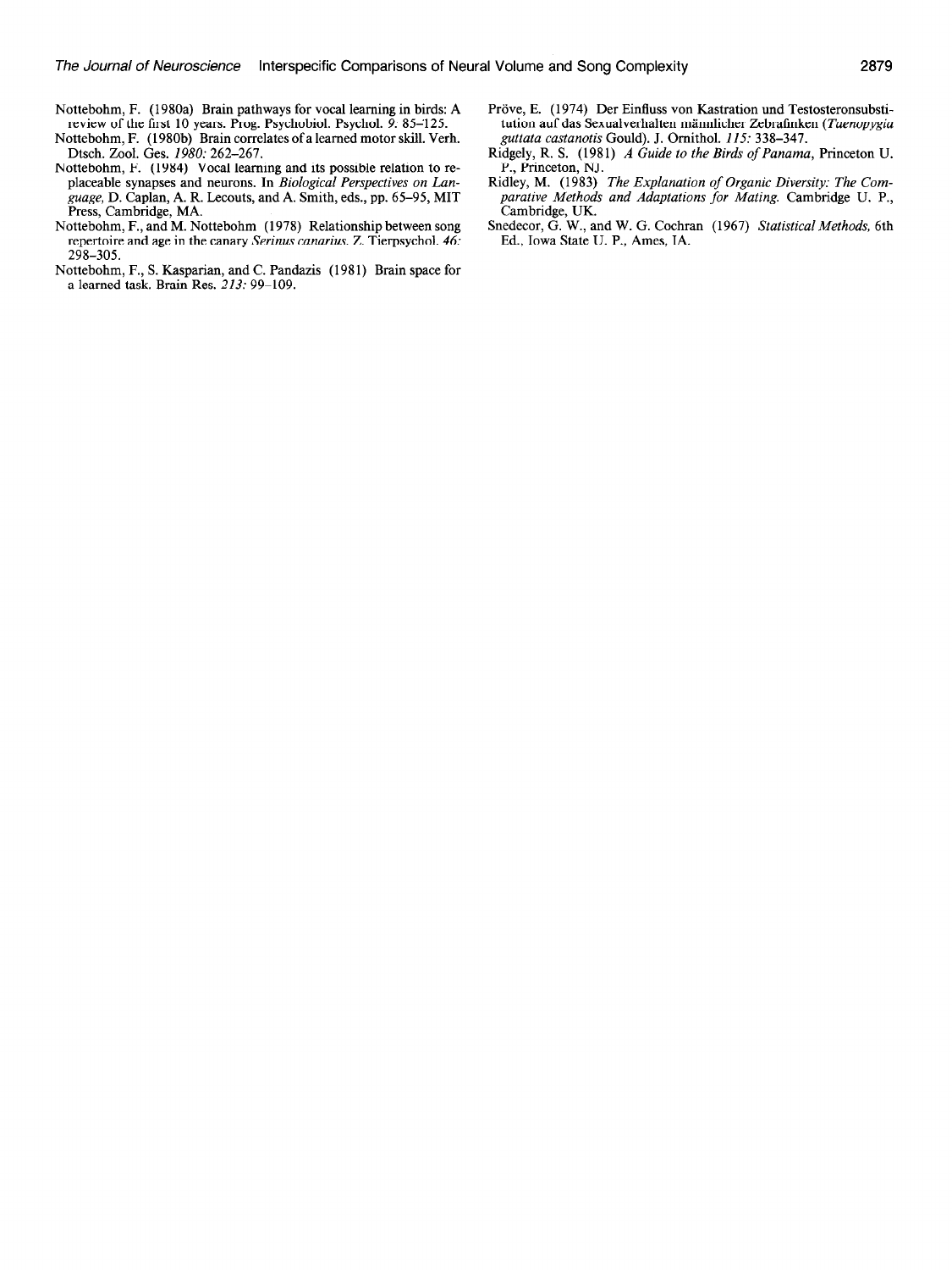Nottebohm, F. (1980a) Brain pathways for vocal learning in birds: A review of the first 10 years. Prog. Psychobiol. Psychol. *9:* 85–125.

Nottebohm, F. (1980b) Brain correlates of a learned motor skill. Verh. Dtsch. Zool. Ges. *1980:* 262–267.

Nottebohm, F. (1984) Vocal learning and its possible relation to replaceable synapses and neurons. In *Biological Perspectives on Language,* D. Caplan, A. R. Lecouts, and A. Smith, eds., pp. 65–95, MIT Press, Cambridge, MA.

Nottebohm, F., and M. Nottebohm (1978) Relationship between song repertoire and age in the canary *Serinus canarius.* Z. Tierpsychol. *46:* 298–305.

Nottebohm, F., S. Kasparian, and C. Pandazis (1981) Brain space for a learned task. Brain Res. *213:* 99–109.

Pröve, E. (1974) Der Einfluss von Kastration und Testosteronsubstitution auf das Sexualverhalten männlicher Zebrafinken (*Taenopygia guttata castanotis* Gould). J. Ornithol. *115:* 338–347.

Ridgely, R. S. (1981) *A Guide to the Birds of Panama,* Princeton U. P., Princeton, NJ.

Ridley, M. (1983) *The Explanation of Organic Diversity: The Comparative Methods and Adaptations for Mating.* Cambridge U. P., Cambridge, UK.

Snedecor, G. W., and W. G. Cochran (1967) *Statistical Methods,* 6th Ed., Iowa State U. P., Ames, IA.